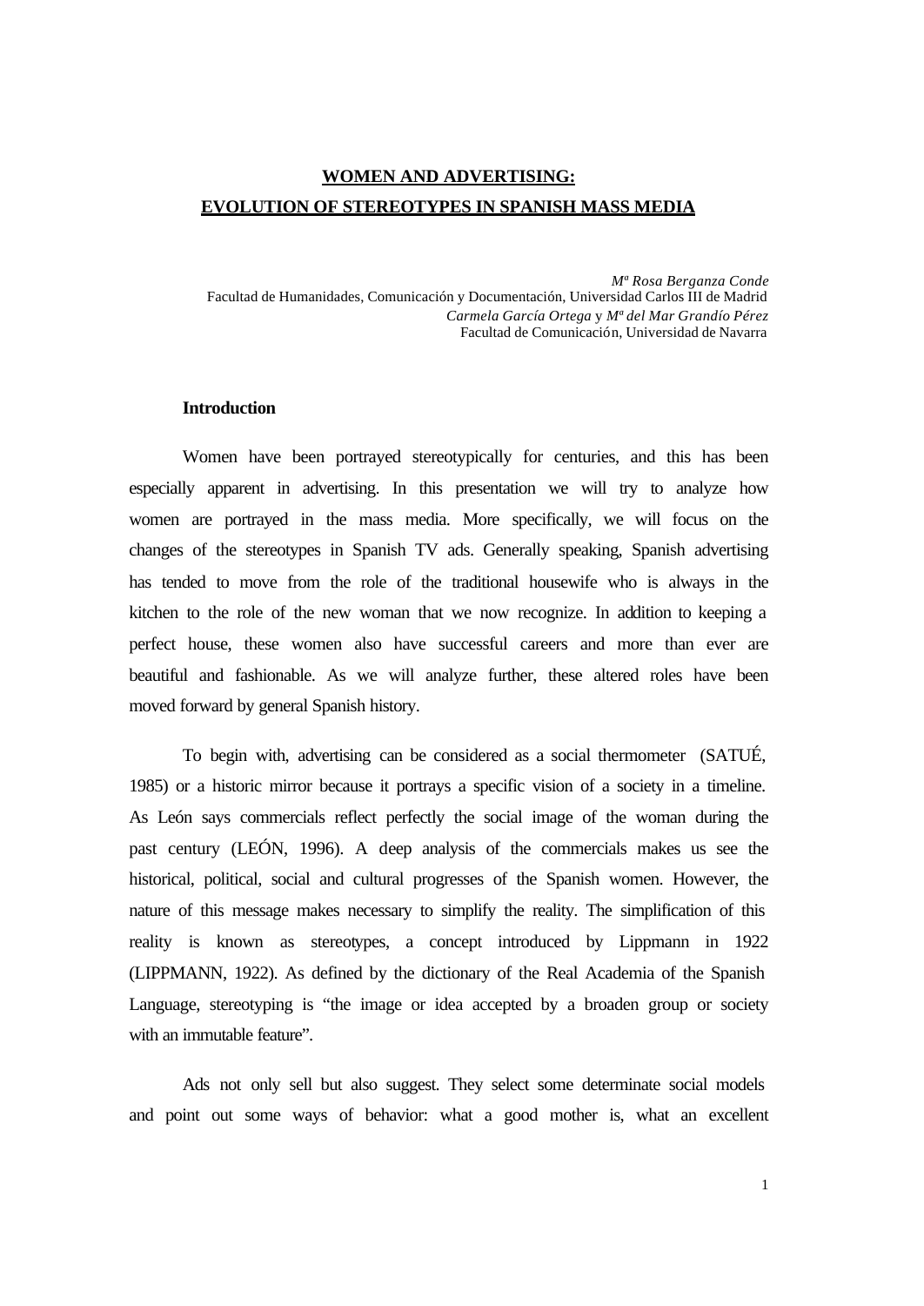# WOMEN AND ADVERTISING:
# EVOLUTION OF STEREOTYPES IN SPANISH MASS MEDIA

*Mª Rosa Berganza Conde*
Facultad de Humanidades, Comunicación y Documentación, Universidad Carlos III de Madrid
*Carmela García Ortega* y *Mª del Mar Grandío Pérez*
Facultad de Comunicación, Universidad de Navarra

## Introduction

Women have been portrayed stereotypically for centuries, and this has been especially apparent in advertising. In this presentation we will try to analyze how women are portrayed in the mass media. More specifically, we will focus on the changes of the stereotypes in Spanish TV ads. Generally speaking, Spanish advertising has tended to move from the role of the traditional housewife who is always in the kitchen to the role of the new woman that we now recognize. In addition to keeping a perfect house, these women also have successful careers and more than ever are beautiful and fashionable. As we will analyze further, these altered roles have been moved forward by general Spanish history.

To begin with, advertising can be considered as a social thermometer (SATUÉ, 1985) or a historic mirror because it portrays a specific vision of a society in a timeline. As León says commercials reflect perfectly the social image of the woman during the past century (LEÓN, 1996). A deep analysis of the commercials makes us see the historical, political, social and cultural progresses of the Spanish women. However, the nature of this message makes necessary to simplify the reality. The simplification of this reality is known as stereotypes, a concept introduced by Lippmann in 1922 (LIPPMANN, 1922). As defined by the dictionary of the Real Academia of the Spanish Language, stereotyping is "the image or idea accepted by a broaden group or society with an immutable feature".

Ads not only sell but also suggest. They select some determinate social models and point out some ways of behavior: what a good mother is, what an excellent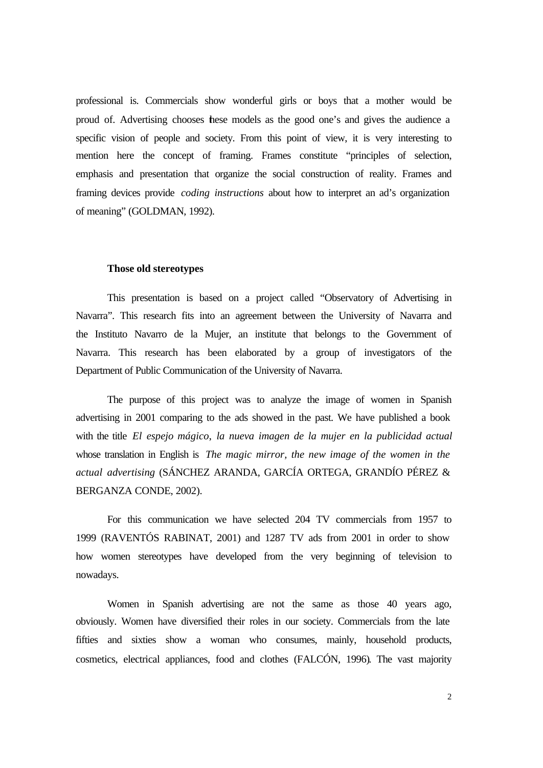professional is. Commercials show wonderful girls or boys that a mother would be proud of. Advertising chooses these models as the good one's and gives the audience a specific vision of people and society. From this point of view, it is very interesting to mention here the concept of framing. Frames constitute "principles of selection, emphasis and presentation that organize the social construction of reality. Frames and framing devices provide *coding instructions* about how to interpret an ad's organization of meaning" (GOLDMAN, 1992).

**Those old stereotypes**

This presentation is based on a project called "Observatory of Advertising in Navarra". This research fits into an agreement between the University of Navarra and the Instituto Navarro de la Mujer, an institute that belongs to the Government of Navarra. This research has been elaborated by a group of investigators of the Department of Public Communication of the University of Navarra.

The purpose of this project was to analyze the image of women in Spanish advertising in 2001 comparing to the ads showed in the past. We have published a book with the title *El espejo mágico, la nueva imagen de la mujer en la publicidad actual* whose translation in English is *The magic mirror, the new image of the women in the actual advertising* (SÁNCHEZ ARANDA, GARCÍA ORTEGA, GRANDÍO PÉREZ & BERGANZA CONDE, 2002).

For this communication we have selected 204 TV commercials from 1957 to 1999 (RAVENTÓS RABINAT, 2001) and 1287 TV ads from 2001 in order to show how women stereotypes have developed from the very beginning of television to nowadays.

Women in Spanish advertising are not the same as those 40 years ago, obviously. Women have diversified their roles in our society. Commercials from the late fifties and sixties show a woman who consumes, mainly, household products, cosmetics, electrical appliances, food and clothes (FALCÓN, 1996). The vast majority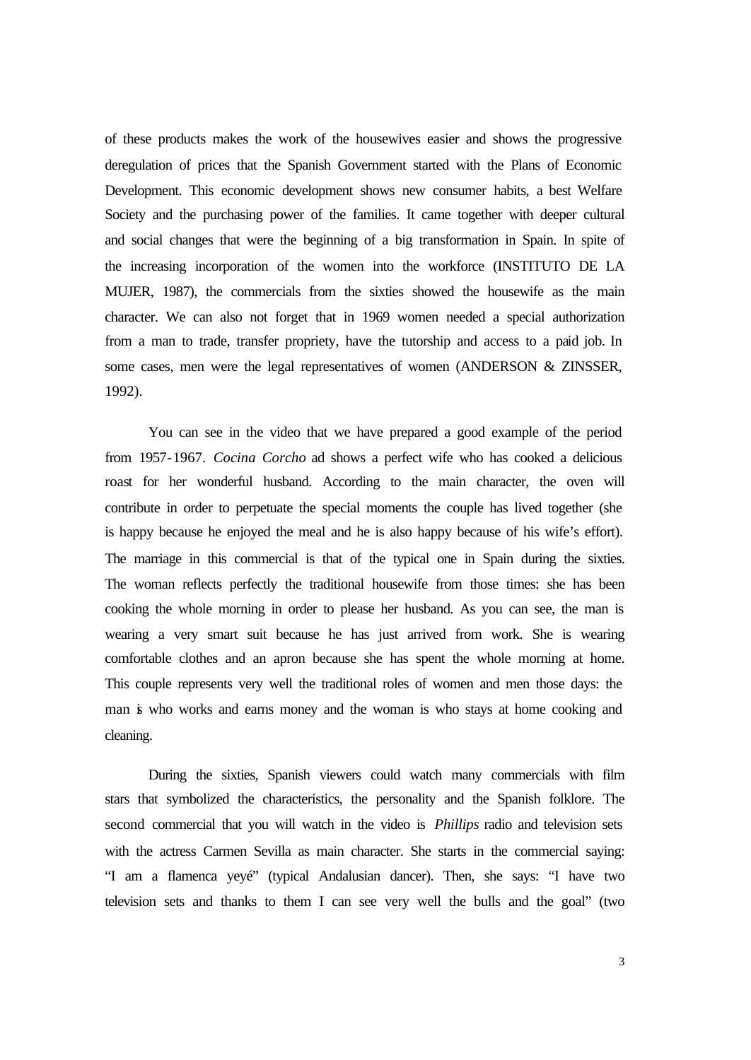of these products makes the work of the housewives easier and shows the progressive deregulation of prices that the Spanish Government started with the Plans of Economic Development. This economic development shows new consumer habits, a best Welfare Society and the purchasing power of the families. It came together with deeper cultural and social changes that were the beginning of a big transformation in Spain. In spite of the increasing incorporation of the women into the workforce (INSTITUTO DE LA MUJER, 1987), the commercials from the sixties showed the housewife as the main character. We can also not forget that in 1969 women needed a special authorization from a man to trade, transfer propriety, have the tutorship and access to a paid job. In some cases, men were the legal representatives of women (ANDERSON & ZINSSER, 1992).

You can see in the video that we have prepared a good example of the period from 1957-1967. *Cocina Corcho* ad shows a perfect wife who has cooked a delicious roast for her wonderful husband. According to the main character, the oven will contribute in order to perpetuate the special moments the couple has lived together (she is happy because he enjoyed the meal and he is also happy because of his wife's effort). The marriage in this commercial is that of the typical one in Spain during the sixties. The woman reflects perfectly the traditional housewife from those times: she has been cooking the whole morning in order to please her husband. As you can see, the man is wearing a very smart suit because he has just arrived from work. She is wearing comfortable clothes and an apron because she has spent the whole morning at home. This couple represents very well the traditional roles of women and men those days: the man is who works and earns money and the woman is who stays at home cooking and cleaning.

During the sixties, Spanish viewers could watch many commercials with film stars that symbolized the characteristics, the personality and the Spanish folklore. The second commercial that you will watch in the video is *Phillips* radio and television sets with the actress Carmen Sevilla as main character. She starts in the commercial saying: "I am a flamenca yeyé" (typical Andalusian dancer). Then, she says: "I have two television sets and thanks to them I can see very well the bulls and the goal" (two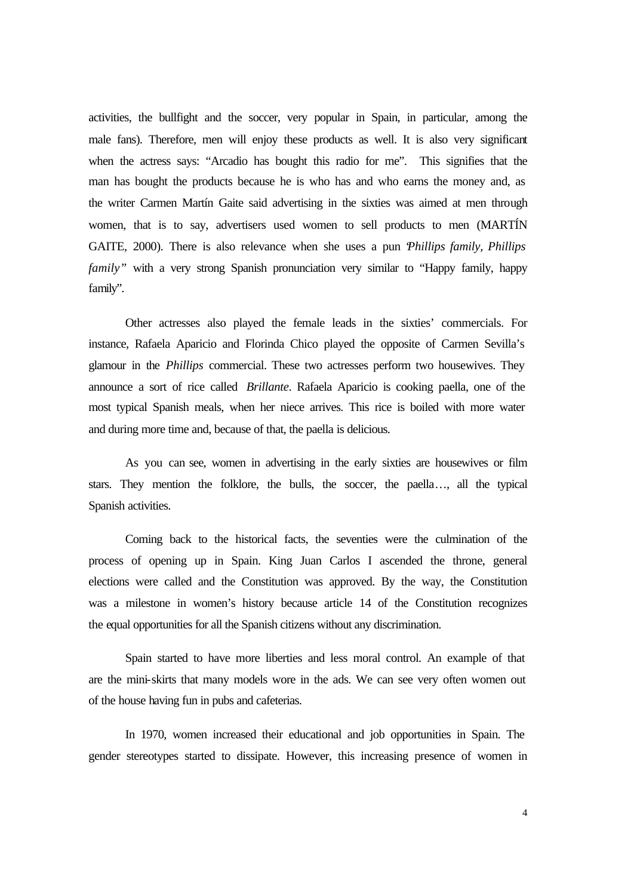activities, the bullfight and the soccer, very popular in Spain, in particular, among the male fans). Therefore, men will enjoy these products as well. It is also very significant when the actress says: "Arcadio has bought this radio for me". This signifies that the man has bought the products because he is who has and who earns the money and, as the writer Carmen Martín Gaite said advertising in the sixties was aimed at men through women, that is to say, advertisers used women to sell products to men (MARTÍN GAITE, 2000). There is also relevance when she uses a pun "*Phillips family, Phillips family*" with a very strong Spanish pronunciation very similar to "Happy family, happy family".

Other actresses also played the female leads in the sixties' commercials. For instance, Rafaela Aparicio and Florinda Chico played the opposite of Carmen Sevilla's glamour in the *Phillips* commercial. These two actresses perform two housewives. They announce a sort of rice called *Brillante*. Rafaela Aparicio is cooking paella, one of the most typical Spanish meals, when her niece arrives. This rice is boiled with more water and during more time and, because of that, the paella is delicious.

As you can see, women in advertising in the early sixties are housewives or film stars. They mention the folklore, the bulls, the soccer, the paella…, all the typical Spanish activities.

Coming back to the historical facts, the seventies were the culmination of the process of opening up in Spain. King Juan Carlos I ascended the throne, general elections were called and the Constitution was approved. By the way, the Constitution was a milestone in women's history because article 14 of the Constitution recognizes the equal opportunities for all the Spanish citizens without any discrimination.

Spain started to have more liberties and less moral control. An example of that are the mini-skirts that many models wore in the ads. We can see very often women out of the house having fun in pubs and cafeterias.

In 1970, women increased their educational and job opportunities in Spain. The gender stereotypes started to dissipate. However, this increasing presence of women in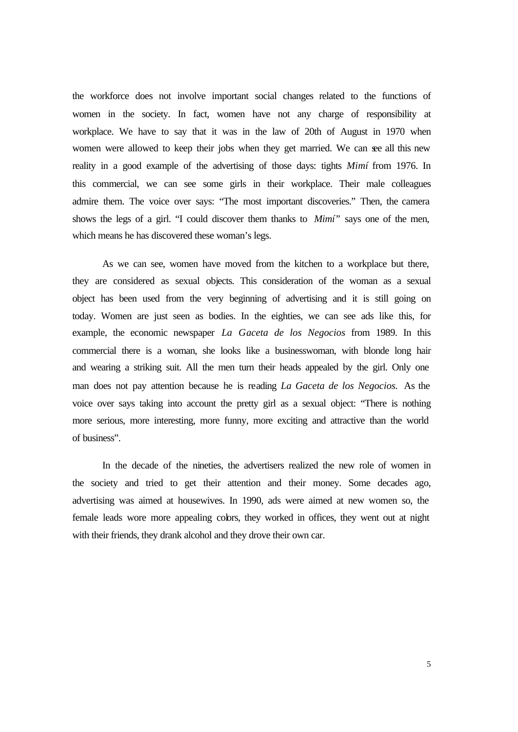the workforce does not involve important social changes related to the functions of women in the society. In fact, women have not any charge of responsibility at workplace. We have to say that it was in the law of 20th of August in 1970 when women were allowed to keep their jobs when they get married. We can see all this new reality in a good example of the advertising of those days: tights *Mimí* from 1976. In this commercial, we can see some girls in their workplace. Their male colleagues admire them. The voice over says: "The most important discoveries." Then, the camera shows the legs of a girl. "I could discover them thanks to *Mimí*" says one of the men, which means he has discovered these woman's legs.

As we can see, women have moved from the kitchen to a workplace but there, they are considered as sexual objects. This consideration of the woman as a sexual object has been used from the very beginning of advertising and it is still going on today. Women are just seen as bodies. In the eighties, we can see ads like this, for example, the economic newspaper *La Gaceta de los Negocios* from 1989. In this commercial there is a woman, she looks like a businesswoman, with blonde long hair and wearing a striking suit. All the men turn their heads appealed by the girl. Only one man does not pay attention because he is reading *La Gaceta de los Negocios*. As the voice over says taking into account the pretty girl as a sexual object: "There is nothing more serious, more interesting, more funny, more exciting and attractive than the world of business".

In the decade of the nineties, the advertisers realized the new role of women in the society and tried to get their attention and their money. Some decades ago, advertising was aimed at housewives. In 1990, ads were aimed at new women so, the female leads wore more appealing colors, they worked in offices, they went out at night with their friends, they drank alcohol and they drove their own car.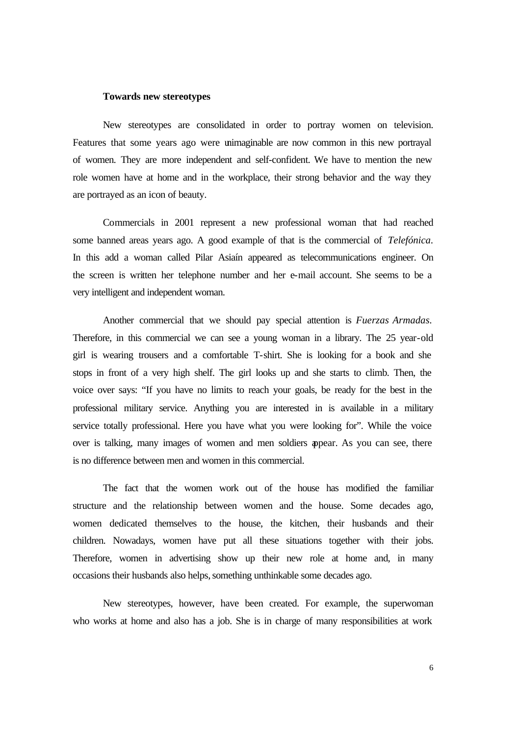**Towards new stereotypes**

New stereotypes are consolidated in order to portray women on television. Features that some years ago were unimaginable are now common in this new portrayal of women. They are more independent and self-confident. We have to mention the new role women have at home and in the workplace, their strong behavior and the way they are portrayed as an icon of beauty.

Commercials in 2001 represent a new professional woman that had reached some banned areas years ago. A good example of that is the commercial of *Telefónica*. In this add a woman called Pilar Asiaín appeared as telecommunications engineer. On the screen is written her telephone number and her e-mail account. She seems to be a very intelligent and independent woman.

Another commercial that we should pay special attention is *Fuerzas Armadas*. Therefore, in this commercial we can see a young woman in a library. The 25 year-old girl is wearing trousers and a comfortable T-shirt. She is looking for a book and she stops in front of a very high shelf. The girl looks up and she starts to climb. Then, the voice over says: "If you have no limits to reach your goals, be ready for the best in the professional military service. Anything you are interested in is available in a military service totally professional. Here you have what you were looking for". While the voice over is talking, many images of women and men soldiers appear. As you can see, there is no difference between men and women in this commercial.

The fact that the women work out of the house has modified the familiar structure and the relationship between women and the house. Some decades ago, women dedicated themselves to the house, the kitchen, their husbands and their children. Nowadays, women have put all these situations together with their jobs. Therefore, women in advertising show up their new role at home and, in many occasions their husbands also helps, something unthinkable some decades ago.

New stereotypes, however, have been created. For example, the superwoman who works at home and also has a job. She is in charge of many responsibilities at work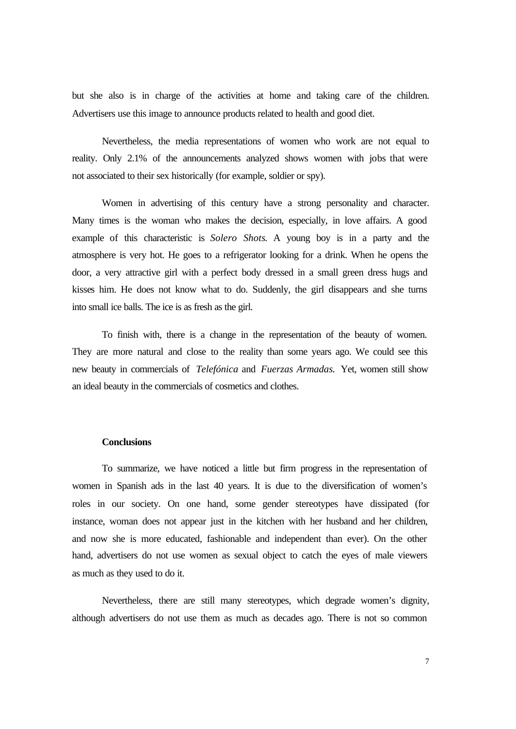but she also is in charge of the activities at home and taking care of the children. Advertisers use this image to announce products related to health and good diet.

Nevertheless, the media representations of women who work are not equal to reality. Only 2.1% of the announcements analyzed shows women with jobs that were not associated to their sex historically (for example, soldier or spy).

Women in advertising of this century have a strong personality and character. Many times is the woman who makes the decision, especially, in love affairs. A good example of this characteristic is *Solero Shots.* A young boy is in a party and the atmosphere is very hot. He goes to a refrigerator looking for a drink. When he opens the door, a very attractive girl with a perfect body dressed in a small green dress hugs and kisses him. He does not know what to do. Suddenly, the girl disappears and she turns into small ice balls. The ice is as fresh as the girl.

To finish with, there is a change in the representation of the beauty of women. They are more natural and close to the reality than some years ago. We could see this new beauty in commercials of *Telefónica* and *Fuerzas Armadas.* Yet, women still show an ideal beauty in the commercials of cosmetics and clothes.

**Conclusions**

To summarize, we have noticed a little but firm progress in the representation of women in Spanish ads in the last 40 years. It is due to the diversification of women's roles in our society. On one hand, some gender stereotypes have dissipated (for instance, woman does not appear just in the kitchen with her husband and her children, and now she is more educated, fashionable and independent than ever). On the other hand, advertisers do not use women as sexual object to catch the eyes of male viewers as much as they used to do it.

Nevertheless, there are still many stereotypes, which degrade women's dignity, although advertisers do not use them as much as decades ago. There is not so common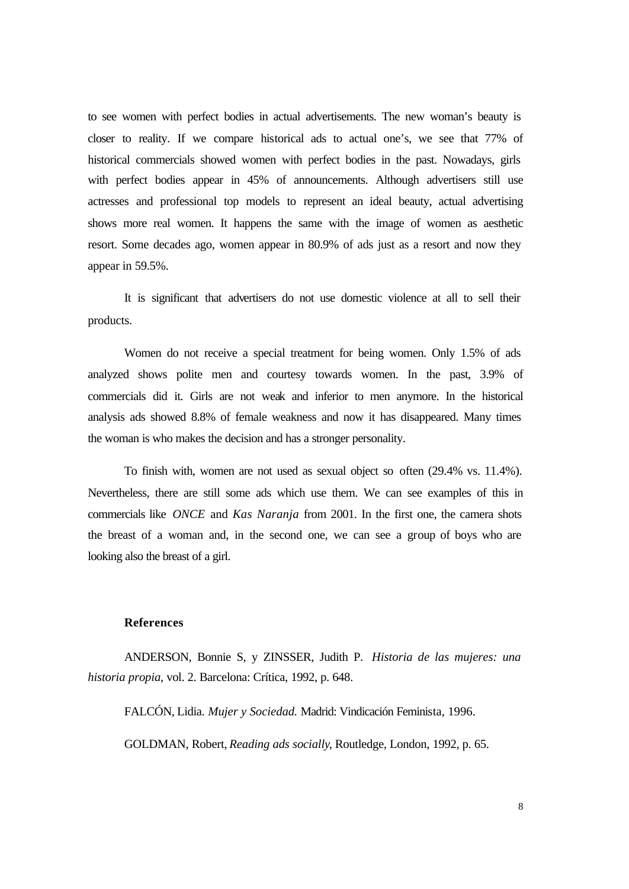to see women with perfect bodies in actual advertisements. The new woman's beauty is closer to reality. If we compare historical ads to actual one's, we see that 77% of historical commercials showed women with perfect bodies in the past. Nowadays, girls with perfect bodies appear in 45% of announcements. Although advertisers still use actresses and professional top models to represent an ideal beauty, actual advertising shows more real women. It happens the same with the image of women as aesthetic resort. Some decades ago, women appear in 80.9% of ads just as a resort and now they appear in 59.5%.

It is significant that advertisers do not use domestic violence at all to sell their products.

Women do not receive a special treatment for being women. Only 1.5% of ads analyzed shows polite men and courtesy towards women. In the past, 3.9% of commercials did it. Girls are not weak and inferior to men anymore. In the historical analysis ads showed 8.8% of female weakness and now it has disappeared. Many times the woman is who makes the decision and has a stronger personality.

To finish with, women are not used as sexual object so often (29.4% vs. 11.4%). Nevertheless, there are still some ads which use them. We can see examples of this in commercials like *ONCE* and *Kas Naranja* from 2001. In the first one, the camera shots the breast of a woman and, in the second one, we can see a group of boys who are looking also the breast of a girl.

**References**

ANDERSON, Bonnie S, y ZINSSER, Judith P. *Historia de las mujeres: una historia propia*, vol. 2. Barcelona: Crítica, 1992, p. 648.

FALCÓN, Lidia. *Mujer y Sociedad.* Madrid: Vindicación Feminista, 1996.

GOLDMAN, Robert, *Reading ads socially*, Routledge, London, 1992, p. 65.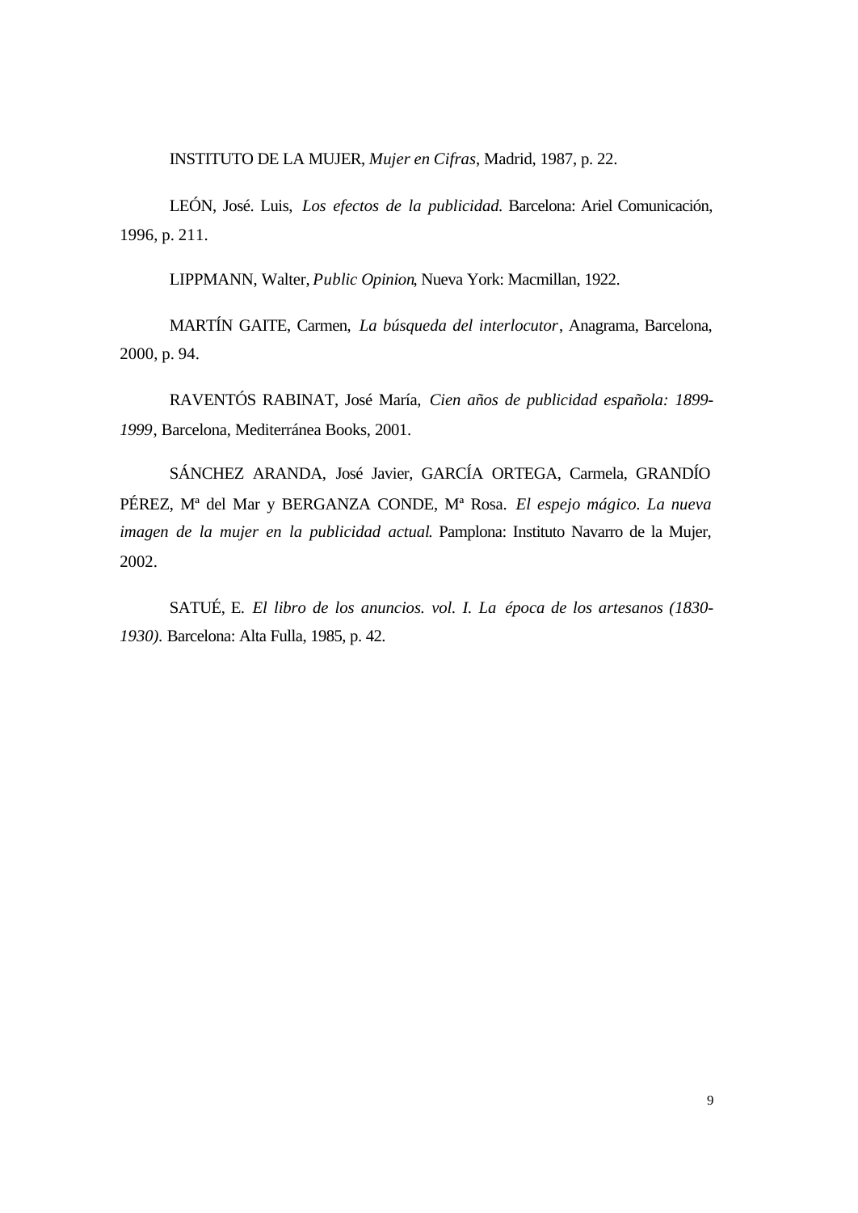INSTITUTO DE LA MUJER, *Mujer en Cifras*, Madrid, 1987, p. 22.

LEÓN, José. Luis, *Los efectos de la publicidad*. Barcelona: Ariel Comunicación, 1996, p. 211.

LIPPMANN, Walter, *Public Opinion*, Nueva York: Macmillan, 1922.

MARTÍN GAITE, Carmen, *La búsqueda del interlocutor*, Anagrama, Barcelona, 2000, p. 94.

RAVENTÓS RABINAT, José María, *Cien años de publicidad española: 1899-1999*, Barcelona, Mediterránea Books, 2001.

SÁNCHEZ ARANDA, José Javier, GARCÍA ORTEGA, Carmela, GRANDÍO PÉREZ, Mª del Mar y BERGANZA CONDE, Mª Rosa. *El espejo mágico. La nueva imagen de la mujer en la publicidad actual*. Pamplona: Instituto Navarro de la Mujer, 2002.

SATUÉ, E. *El libro de los anuncios. vol. I. La época de los artesanos (1830-1930)*. Barcelona: Alta Fulla, 1985, p. 42.